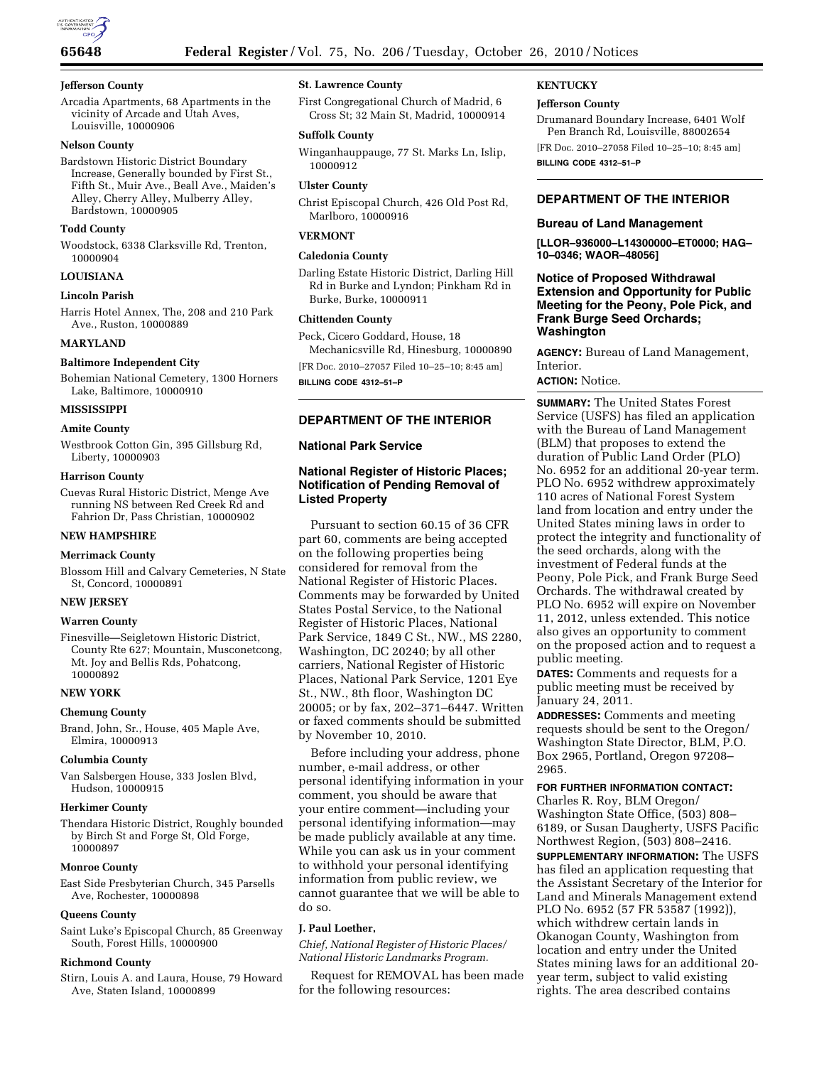### Jefferson County

Arcadia Apartments, 68 Apartments in the vicinity of Arcade and Utah Aves, Louisville, 10000906

### Nelson County

Bardstown Historic District Boundary Increase, Generally bounded by First St., Fifth St., Muir Ave., Beall Ave., Maiden's Alley, Cherry Alley, Mulberry Alley, Bardstown, 10000905

### Todd County

Woodstock, 6338 Clarksville Rd, Trenton, 10000904

## LOUISIANA

### Lincoln Parish

Harris Hotel Annex, The, 208 and 210 Park Ave., Ruston, 10000889

## MARYLAND

### Baltimore Independent City

Bohemian National Cemetery, 1300 Horners Lake, Baltimore, 10000910

## MISSISSIPPI

### Amite County

Westbrook Cotton Gin, 395 Gillsburg Rd, Liberty, 10000903

### Harrison County

Cuevas Rural Historic District, Menge Ave running NS between Red Creek Rd and Fahrion Dr, Pass Christian, 10000902

## NEW HAMPSHIRE

### Merrimack County

Blossom Hill and Calvary Cemeteries, N State St, Concord, 10000891

## NEW JERSEY

### Warren County

Finesville—Seigletown Historic District, County Rte 627; Mountain, Musconetcong, Mt. Joy and Bellis Rds, Pohatcong, 10000892

## NEW YORK

### Chemung County

Brand, John, Sr., House, 405 Maple Ave, Elmira, 10000913

### Columbia County

Van Salsbergen House, 333 Joslen Blvd, Hudson, 10000915

### Herkimer County

Thendara Historic District, Roughly bounded by Birch St and Forge St, Old Forge, 10000897

### Monroe County

East Side Presbyterian Church, 345 Parsells Ave, Rochester, 10000898

### Queens County

Saint Luke's Episcopal Church, 85 Greenway South, Forest Hills, 10000900

### Richmond County

Stirn, Louis A. and Laura, House, 79 Howard Ave, Staten Island, 10000899

### St. Lawrence County

First Congregational Church of Madrid, 6 Cross St; 32 Main St, Madrid, 10000914

### Suffolk County

Winganhauppauge, 77 St. Marks Ln, Islip, 10000912

### Ulster County

Christ Episcopal Church, 426 Old Post Rd, Marlboro, 10000916

## VERMONT

### Caledonia County

Darling Estate Historic District, Darling Hill Rd in Burke and Lyndon; Pinkham Rd in Burke, Burke, 10000911

### Chittenden County

Peck, Cicero Goddard, House, 18 Mechanicsville Rd, Hinesburg, 10000890

[FR Doc. 2010–27057 Filed 10–25–10; 8:45 am]

**BILLING CODE 4312–51–P**

---

## DEPARTMENT OF THE INTERIOR

### National Park Service

### National Register of Historic Places; Notification of Pending Removal of Listed Property

Pursuant to section 60.15 of 36 CFR part 60, comments are being accepted on the following properties being considered for removal from the National Register of Historic Places. Comments may be forwarded by United States Postal Service, to the National Register of Historic Places, National Park Service, 1849 C St., NW., MS 2280, Washington, DC 20240; by all other carriers, National Register of Historic Places, National Park Service, 1201 Eye St., NW., 8th floor, Washington DC 20005; or by fax, 202–371–6447. Written or faxed comments should be submitted by November 10, 2010.

Before including your address, phone number, e-mail address, or other personal identifying information in your comment, you should be aware that your entire comment—including your personal identifying information—may be made publicly available at any time. While you can ask us in your comment to withhold your personal identifying information from public review, we cannot guarantee that we will be able to do so.

**J. Paul Loether,**

*Chief, National Register of Historic Places/ National Historic Landmarks Program.*

Request for REMOVAL has been made for the following resources:

## KENTUCKY

### Jefferson County

Drumanard Boundary Increase, 6401 Wolf Pen Branch Rd, Louisville, 88002654

[FR Doc. 2010–27058 Filed 10–25–10; 8:45 am]

**BILLING CODE 4312–51–P**

---

## DEPARTMENT OF THE INTERIOR

### Bureau of Land Management

**[LLOR–936000–L14300000–ET0000; HAG–10–0346; WAOR–48056]**

### Notice of Proposed Withdrawal Extension and Opportunity for Public Meeting for the Peony, Pole Pick, and Frank Burge Seed Orchards; Washington

**AGENCY:** Bureau of Land Management, Interior.

**ACTION:** Notice.

**SUMMARY:** The United States Forest Service (USFS) has filed an application with the Bureau of Land Management (BLM) that proposes to extend the duration of Public Land Order (PLO) No. 6952 for an additional 20-year term. PLO No. 6952 withdrew approximately 110 acres of National Forest System land from location and entry under the United States mining laws in order to protect the integrity and functionality of the seed orchards, along with the investment of Federal funds at the Peony, Pole Pick, and Frank Burge Seed Orchards. The withdrawal created by PLO No. 6952 will expire on November 11, 2012, unless extended. This notice also gives an opportunity to comment on the proposed action and to request a public meeting.

**DATES:** Comments and requests for a public meeting must be received by January 24, 2011.

**ADDRESSES:** Comments and meeting requests should be sent to the Oregon/Washington State Director, BLM, P.O. Box 2965, Portland, Oregon 97208–2965.

**FOR FURTHER INFORMATION CONTACT:** Charles R. Roy, BLM Oregon/Washington State Office, (503) 808–6189, or Susan Daugherty, USFS Pacific Northwest Region, (503) 808–2416.

**SUPPLEMENTARY INFORMATION:** The USFS has filed an application requesting that the Assistant Secretary of the Interior for Land and Minerals Management extend PLO No. 6952 (57 FR 53587 (1992)), which withdrew certain lands in Okanogan County, Washington from location and entry under the United States mining laws for an additional 20-year term, subject to valid existing rights. The area described contains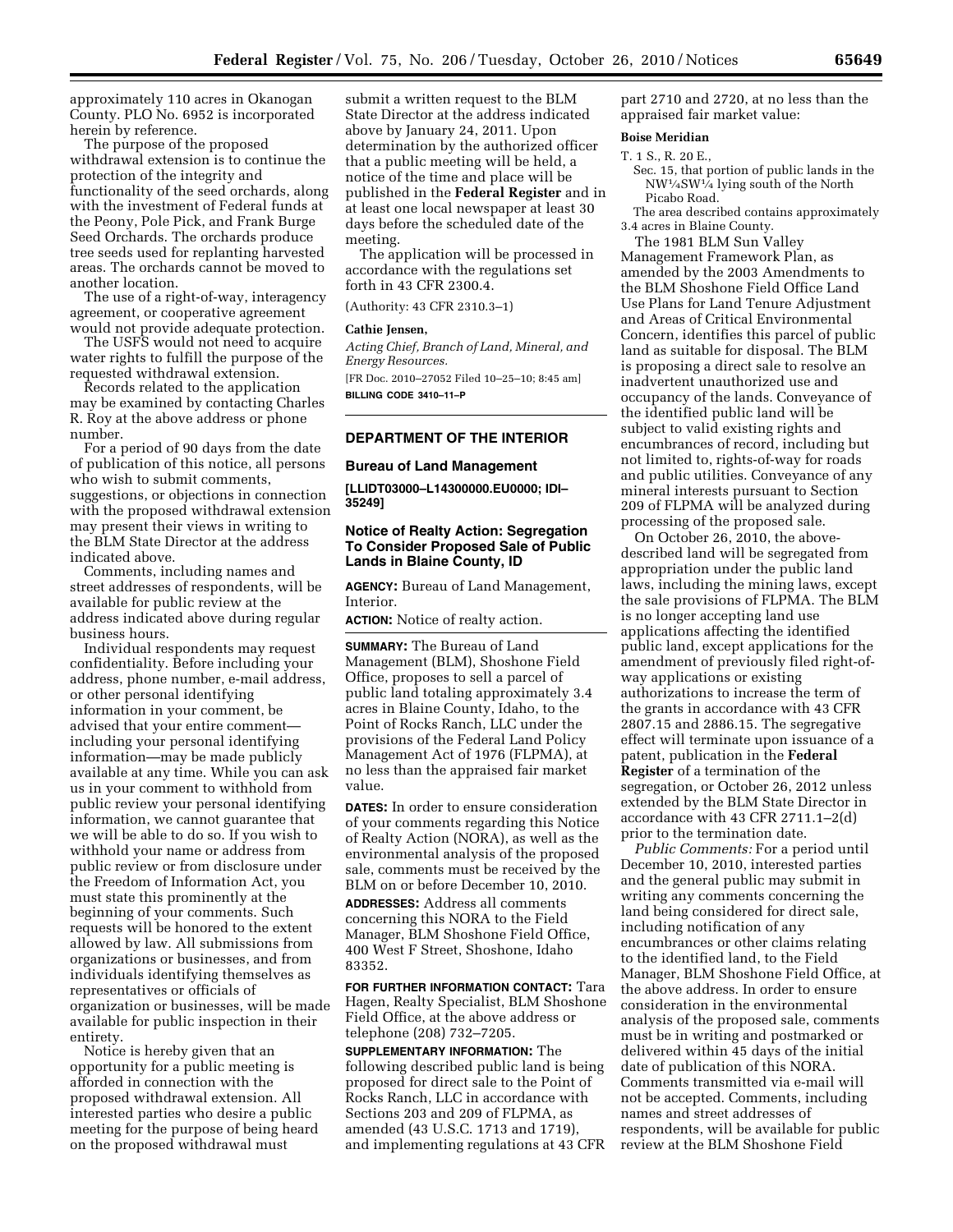approximately 110 acres in Okanogan County. PLO No. 6952 is incorporated herein by reference.

The purpose of the proposed withdrawal extension is to continue the protection of the integrity and functionality of the seed orchards, along with the investment of Federal funds at the Peony, Pole Pick, and Frank Burge Seed Orchards. The orchards produce tree seeds used for replanting harvested areas. The orchards cannot be moved to another location.

The use of a right-of-way, interagency agreement, or cooperative agreement would not provide adequate protection.

The USFS would not need to acquire water rights to fulfill the purpose of the requested withdrawal extension.

Records related to the application may be examined by contacting Charles R. Roy at the above address or phone number.

For a period of 90 days from the date of publication of this notice, all persons who wish to submit comments, suggestions, or objections in connection with the proposed withdrawal extension may present their views in writing to the BLM State Director at the address indicated above.

Comments, including names and street addresses of respondents, will be available for public review at the address indicated above during regular business hours.

Individual respondents may request confidentiality. Before including your address, phone number, e-mail address, or other personal identifying information in your comment, be advised that your entire comment—including your personal identifying information—may be made publicly available at any time. While you can ask us in your comment to withhold from public review your personal identifying information, we cannot guarantee that we will be able to do so. If you wish to withhold your name or address from public review or from disclosure under the Freedom of Information Act, you must state this prominently at the beginning of your comments. Such requests will be honored to the extent allowed by law. All submissions from organizations or businesses, and from individuals identifying themselves as representatives or officials of organization or businesses, will be made available for public inspection in their entirety.

Notice is hereby given that an opportunity for a public meeting is afforded in connection with the proposed withdrawal extension. All interested parties who desire a public meeting for the purpose of being heard on the proposed withdrawal must submit a written request to the BLM State Director at the address indicated above by January 24, 2011. Upon determination by the authorized officer that a public meeting will be held, a notice of the time and place will be published in the **Federal Register** and in at least one local newspaper at least 30 days before the scheduled date of the meeting.

The application will be processed in accordance with the regulations set forth in 43 CFR 2300.4.

(Authority: 43 CFR 2310.3–1)

**Cathie Jensen,**

*Acting Chief, Branch of Land, Mineral, and Energy Resources.*

[FR Doc. 2010–27052 Filed 10–25–10; 8:45 am]

**BILLING CODE 3410–11–P**

## DEPARTMENT OF THE INTERIOR

### Bureau of Land Management

**[LLIDT03000–L14300000.EU0000; IDI–35249]**

### Notice of Realty Action: Segregation To Consider Proposed Sale of Public Lands in Blaine County, ID

**AGENCY:** Bureau of Land Management, Interior.

**ACTION:** Notice of realty action.

**SUMMARY:** The Bureau of Land Management (BLM), Shoshone Field Office, proposes to sell a parcel of public land totaling approximately 3.4 acres in Blaine County, Idaho, to the Point of Rocks Ranch, LLC under the provisions of the Federal Land Policy Management Act of 1976 (FLPMA), at no less than the appraised fair market value.

**DATES:** In order to ensure consideration of your comments regarding this Notice of Realty Action (NORA), as well as the environmental analysis of the proposed sale, comments must be received by the BLM on or before December 10, 2010.

**ADDRESSES:** Address all comments concerning this NORA to the Field Manager, BLM Shoshone Field Office, 400 West F Street, Shoshone, Idaho 83352.

**FOR FURTHER INFORMATION CONTACT:** Tara Hagen, Realty Specialist, BLM Shoshone Field Office, at the above address or telephone (208) 732–7205.

**SUPPLEMENTARY INFORMATION:** The following described public land is being proposed for direct sale to the Point of Rocks Ranch, LLC in accordance with Sections 203 and 209 of FLPMA, as amended (43 U.S.C. 1713 and 1719), and implementing regulations at 43 CFR part 2710 and 2720, at no less than the appraised fair market value:

**Boise Meridian**

T. 1 S., R. 20 E.,

Sec. 15, that portion of public lands in the NW¼SW¼ lying south of the North Picabo Road.

The area described contains approximately 3.4 acres in Blaine County.

The 1981 BLM Sun Valley Management Framework Plan, as amended by the 2003 Amendments to the BLM Shoshone Field Office Land Use Plans for Land Tenure Adjustment and Areas of Critical Environmental Concern, identifies this parcel of public land as suitable for disposal. The BLM is proposing a direct sale to resolve an inadvertent unauthorized use and occupancy of the lands. Conveyance of the identified public land will be subject to valid existing rights and encumbrances of record, including but not limited to, rights-of-way for roads and public utilities. Conveyance of any mineral interests pursuant to Section 209 of FLPMA will be analyzed during processing of the proposed sale.

On October 26, 2010, the above-described land will be segregated from appropriation under the public land laws, including the mining laws, except the sale provisions of FLPMA. The BLM is no longer accepting land use applications affecting the identified public land, except applications for the amendment of previously filed right-of-way applications or existing authorizations to increase the term of the grants in accordance with 43 CFR 2807.15 and 2886.15. The segregative effect will terminate upon issuance of a patent, publication in the **Federal Register** of a termination of the segregation, or October 26, 2012 unless extended by the BLM State Director in accordance with 43 CFR 2711.1–2(d) prior to the termination date.

*Public Comments:* For a period until December 10, 2010, interested parties and the general public may submit in writing any comments concerning the land being considered for direct sale, including notification of any encumbrances or other claims relating to the identified land, to the Field Manager, BLM Shoshone Field Office, at the above address. In order to ensure consideration in the environmental analysis of the proposed sale, comments must be in writing and postmarked or delivered within 45 days of the initial date of publication of this NORA. Comments transmitted via e-mail will not be accepted. Comments, including names and street addresses of respondents, will be available for public review at the BLM Shoshone Field